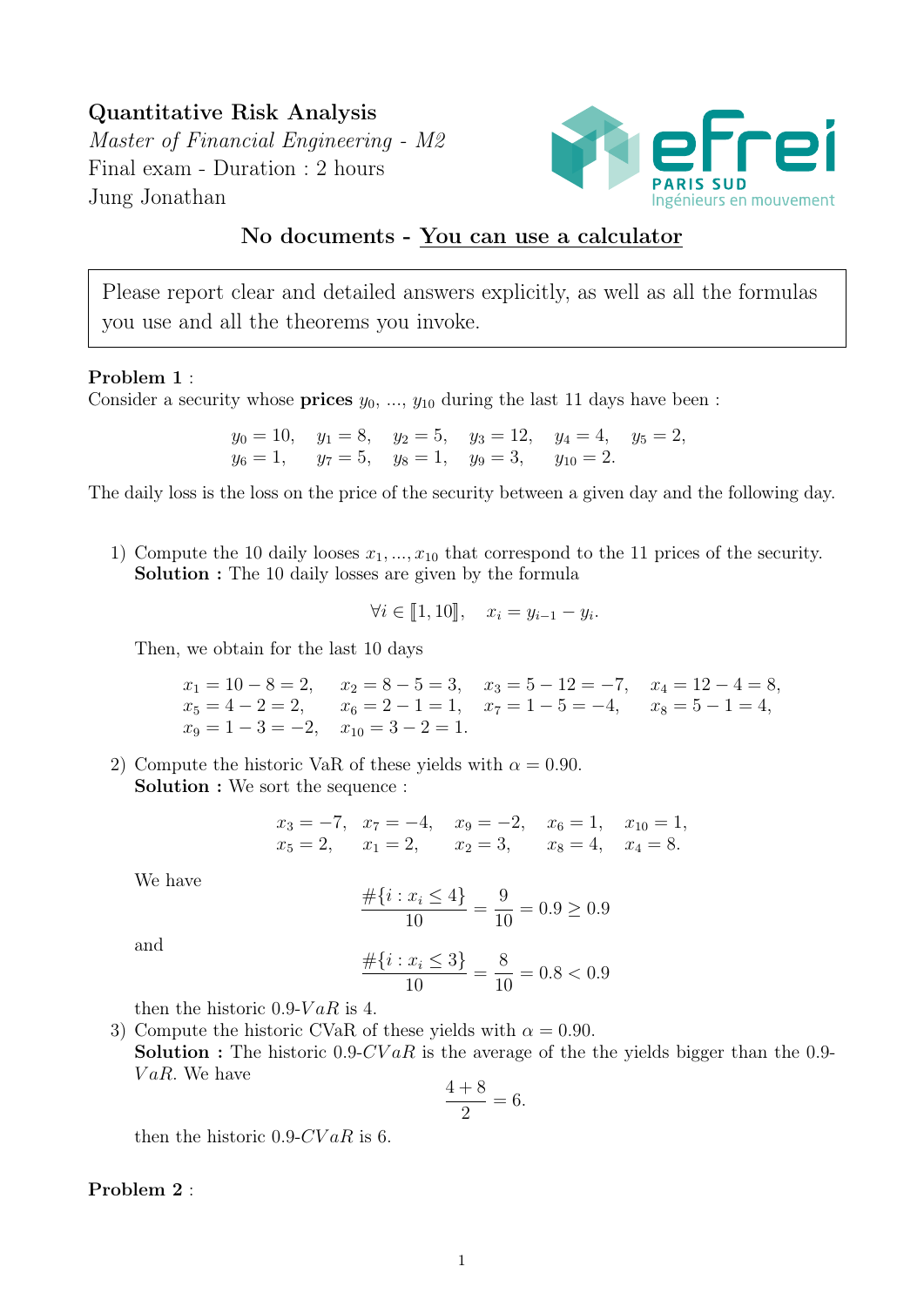**Quantitative Risk Analysis**

*Master of Financial Engineering - M2*

Final exam - Duration : 2 hours

Jung Jonathan

**No documents - You can use a calculator**

> Please report clear and detailed answers explicitly, as well as all the formulas you use and all the theorems you invoke.

**Problem 1** :

Consider a security whose **prices** $y_0$, ..., $y_{10}$ during the last 11 days have been :

$$y_0 = 10, \quad y_1 = 8, \quad y_2 = 5, \quad y_3 = 12, \quad y_4 = 4, \quad y_5 = 2,$$
$$y_6 = 1, \quad y_7 = 5, \quad y_8 = 1, \quad y_9 = 3, \quad y_{10} = 2.$$

The daily loss is the loss on the price of the security between a given day and the following day.

1) Compute the 10 daily looses $x_1, ..., x_{10}$ that correspond to the 11 prices of the security.
**Solution :** The 10 daily losses are given by the formula

$$\forall i \in [\![1, 10]\!], \quad x_i = y_{i-1} - y_i.$$

Then, we obtain for the last 10 days

$$x_1 = 10 - 8 = 2, \quad x_2 = 8 - 5 = 3, \quad x_3 = 5 - 12 = -7, \quad x_4 = 12 - 4 = 8,$$
$$x_5 = 4 - 2 = 2, \quad x_6 = 2 - 1 = 1, \quad x_7 = 1 - 5 = -4, \quad x_8 = 5 - 1 = 4,$$
$$x_9 = 1 - 3 = -2, \quad x_{10} = 3 - 2 = 1.$$

2) Compute the historic VaR of these yields with $\alpha = 0.90$.
**Solution :** We sort the sequence :

$$x_3 = -7, \quad x_7 = -4, \quad x_9 = -2, \quad x_6 = 1, \quad x_{10} = 1,$$
$$x_5 = 2, \quad x_1 = 2, \quad x_2 = 3, \quad x_8 = 4, \quad x_4 = 8.$$

We have

$$\frac{\#\{i : x_i \leq 4\}}{10} = \frac{9}{10} = 0.9 \geq 0.9$$

and

$$\frac{\#\{i : x_i \leq 3\}}{10} = \frac{8}{10} = 0.8 < 0.9$$

then the historic 0.9-$VaR$ is 4.

3) Compute the historic CVaR of these yields with $\alpha = 0.90$.
**Solution :** The historic 0.9-$CVaR$ is the average of the the yields bigger than the 0.9-$VaR$. We have

$$\frac{4 + 8}{2} = 6.$$

then the historic 0.9-$CVaR$ is 6.

**Problem 2** :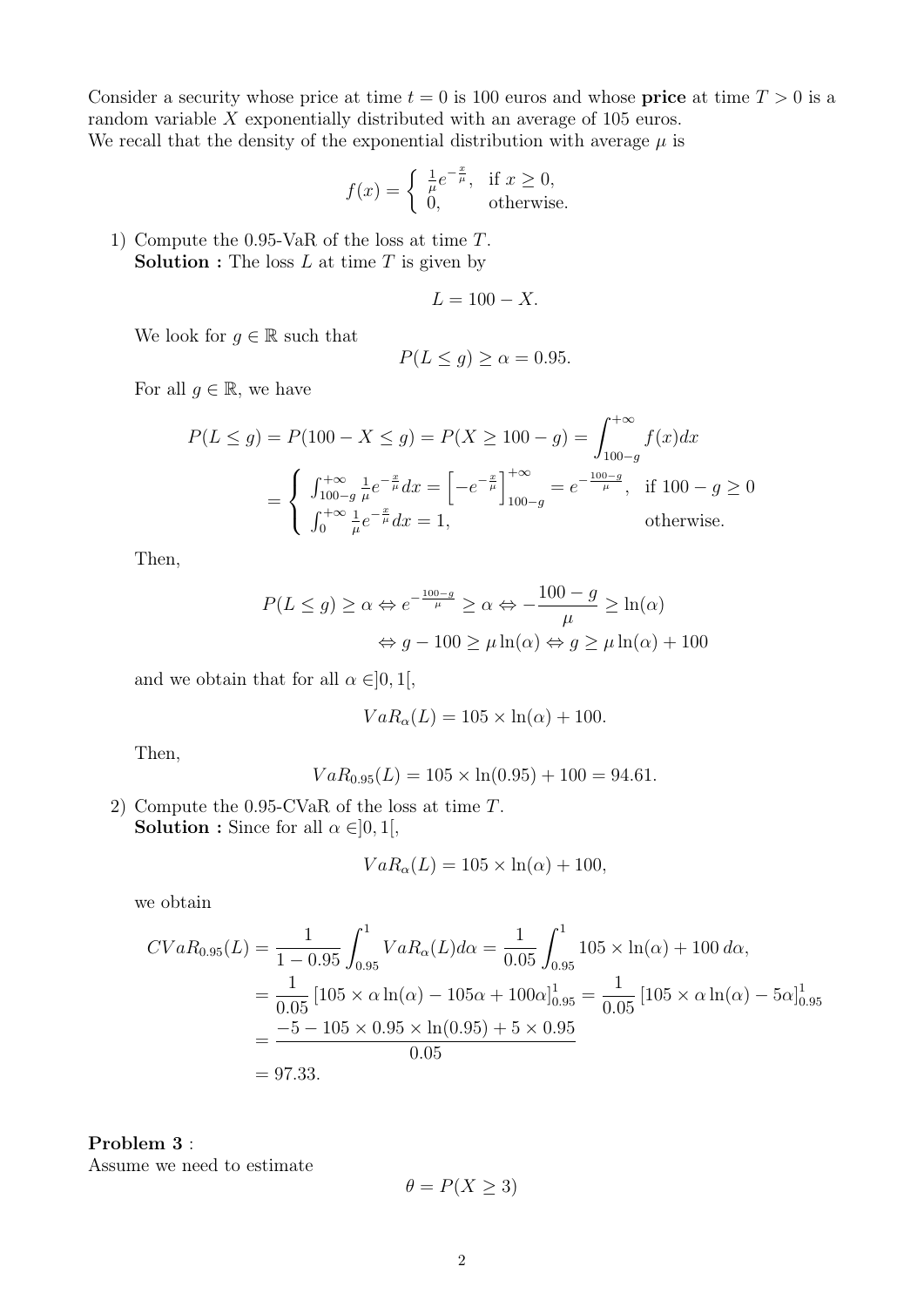Consider a security whose price at time $t = 0$ is 100 euros and whose **price** at time $T > 0$ is a random variable $X$ exponentially distributed with an average of 105 euros.
We recall that the density of the exponential distribution with average $\mu$ is

$$f(x) = \begin{cases} \frac{1}{\mu} e^{-\frac{x}{\mu}}, & \text{if } x \geq 0, \\ 0, & \text{otherwise.} \end{cases}$$

1) Compute the 0.95-VaR of the loss at time $T$.
**Solution :** The loss $L$ at time $T$ is given by

$$L = 100 - X.$$

We look for $g \in \mathbb{R}$ such that

$$P(L \leq g) \geq \alpha = 0.95.$$

For all $g \in \mathbb{R}$, we have

$$P(L \leq g) = P(100 - X \leq g) = P(X \geq 100 - g) = \int_{100-g}^{+\infty} f(x)dx$$
$$= \begin{cases} \int_{100-g}^{+\infty} \frac{1}{\mu} e^{-\frac{x}{\mu}} dx = \left[ -e^{-\frac{x}{\mu}} \right]_{100-g}^{+\infty} = e^{-\frac{100-g}{\mu}}, & \text{if } 100 - g \geq 0 \\ \int_{0}^{+\infty} \frac{1}{\mu} e^{-\frac{x}{\mu}} dx = 1, & \text{otherwise.} \end{cases}$$

Then,

$$P(L \leq g) \geq \alpha \Leftrightarrow e^{-\frac{100-g}{\mu}} \geq \alpha \Leftrightarrow -\frac{100-g}{\mu} \geq \ln(\alpha)$$
$$\Leftrightarrow g - 100 \geq \mu \ln(\alpha) \Leftrightarrow g \geq \mu \ln(\alpha) + 100$$

and we obtain that for all $\alpha \in ]0, 1[$,

$$VaR_\alpha(L) = 105 \times \ln(\alpha) + 100.$$

Then,

$$VaR_{0.95}(L) = 105 \times \ln(0.95) + 100 = 94.61.$$

2) Compute the 0.95-CVaR of the loss at time $T$.
**Solution :** Since for all $\alpha \in ]0, 1[$,

$$VaR_\alpha(L) = 105 \times \ln(\alpha) + 100,$$

we obtain

$$CVaR_{0.95}(L) = \frac{1}{1 - 0.95} \int_{0.95}^{1} VaR_\alpha(L) d\alpha = \frac{1}{0.05} \int_{0.95}^{1} 105 \times \ln(\alpha) + 100 \, d\alpha,$$
$$= \frac{1}{0.05} \left[ 105 \times \alpha \ln(\alpha) - 105\alpha + 100\alpha \right]_{0.95}^{1} = \frac{1}{0.05} \left[ 105 \times \alpha \ln(\alpha) - 5\alpha \right]_{0.95}^{1}$$
$$= \frac{-5 - 105 \times 0.95 \times \ln(0.95) + 5 \times 0.95}{0.05}$$
$$= 97.33.$$

**Problem 3** :
Assume we need to estimate

$$\theta = P(X \geq 3)$$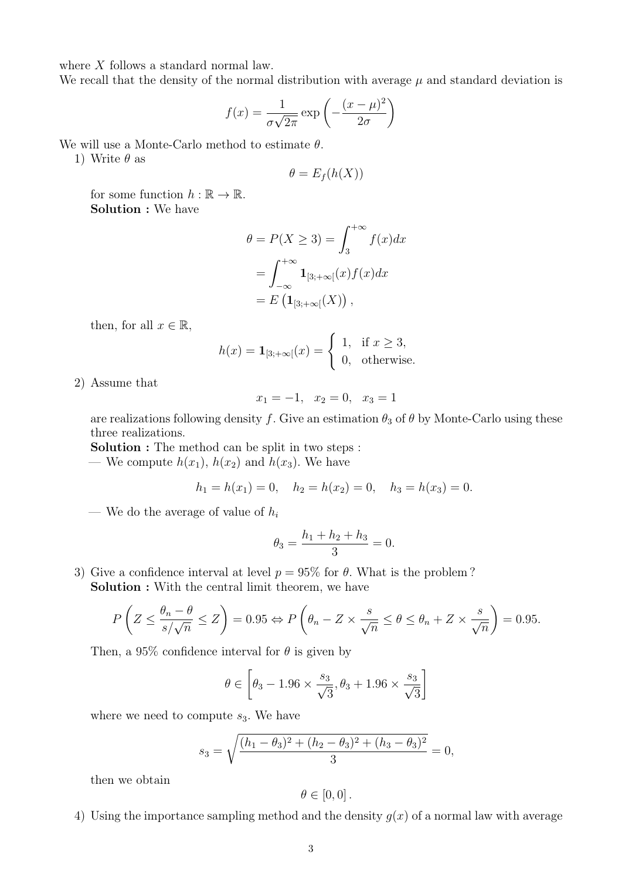where $X$ follows a standard normal law.

We recall that the density of the normal distribution with average $\mu$ and standard deviation is

$$f(x) = \frac{1}{\sigma\sqrt{2\pi}} \exp\left(-\frac{(x-\mu)^2}{2\sigma}\right)$$

We will use a Monte-Carlo method to estimate $\theta$.

1) Write $\theta$ as

$$\theta = E_f(h(X))$$

for some function $h : \mathbb{R} \to \mathbb{R}$.

**Solution :** We have

$$\begin{aligned}
\theta = P(X \geq 3) &= \int_3^{+\infty} f(x)dx \\
&= \int_{-\infty}^{+\infty} \mathbf{1}_{[3;+\infty[}(x) f(x) dx \\
&= E\left(\mathbf{1}_{[3;+\infty[}(X)\right),
\end{aligned}$$

then, for all $x \in \mathbb{R}$,

$$h(x) = \mathbf{1}_{[3;+\infty[}(x) = \begin{cases} 1, & \text{if } x \geq 3, \\ 0, & \text{otherwise.} \end{cases}$$

2) Assume that

$$x_1 = -1, \quad x_2 = 0, \quad x_3 = 1$$

are realizations following density $f$. Give an estimation $\theta_3$ of $\theta$ by Monte-Carlo using these three realizations.

**Solution :** The method can be split in two steps :

— We compute $h(x_1)$, $h(x_2)$ and $h(x_3)$. We have

$$h_1 = h(x_1) = 0, \quad h_2 = h(x_2) = 0, \quad h_3 = h(x_3) = 0.$$

— We do the average of value of $h_i$

$$\theta_3 = \frac{h_1 + h_2 + h_3}{3} = 0.$$

3) Give a confidence interval at level $p = 95\%$ for $\theta$. What is the problem ?

**Solution :** With the central limit theorem, we have

$$P\left(Z \leq \frac{\theta_n - \theta}{s/\sqrt{n}} \leq Z\right) = 0.95 \Leftrightarrow P\left(\theta_n - Z \times \frac{s}{\sqrt{n}} \leq \theta \leq \theta_n + Z \times \frac{s}{\sqrt{n}}\right) = 0.95.$$

Then, a 95% confidence interval for $\theta$ is given by

$$\theta \in \left[\theta_3 - 1.96 \times \frac{s_3}{\sqrt{3}}, \theta_3 + 1.96 \times \frac{s_3}{\sqrt{3}}\right]$$

where we need to compute $s_3$. We have

$$s_3 = \sqrt{\frac{(h_1 - \theta_3)^2 + (h_2 - \theta_3)^2 + (h_3 - \theta_3)^2}{3}} = 0,$$

then we obtain

$$\theta \in [0, 0].$$

4) Using the importance sampling method and the density $g(x)$ of a normal law with average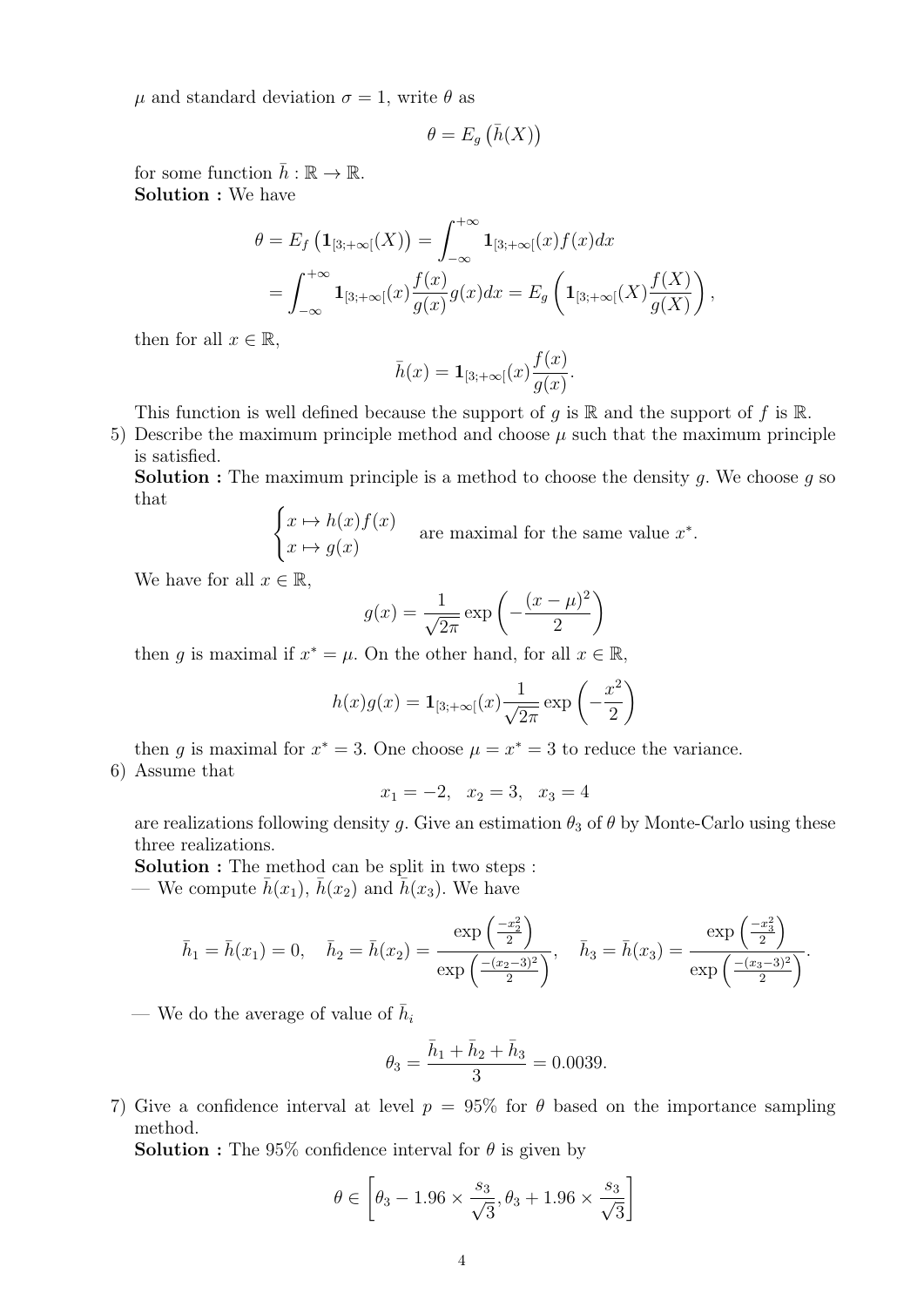$\mu$ and standard deviation $\sigma = 1$, write $\theta$ as

$$\theta = E_g\left(\bar{h}(X)\right)$$

for some function $\bar{h} : \mathbb{R} \to \mathbb{R}$.

**Solution :** We have

$$\theta = E_f\left(\mathbf{1}_{[3;+\infty[}(X)\right) = \int_{-\infty}^{+\infty} \mathbf{1}_{[3;+\infty[}(x) f(x) dx$$
$$= \int_{-\infty}^{+\infty} \mathbf{1}_{[3;+\infty[}(x) \frac{f(x)}{g(x)} g(x) dx = E_g\left(\mathbf{1}_{[3;+\infty[}(X) \frac{f(X)}{g(X)}\right),$$

then for all $x \in \mathbb{R}$,

$$\bar{h}(x) = \mathbf{1}_{[3;+\infty[}(x) \frac{f(x)}{g(x)}.$$

This function is well defined because the support of $g$ is $\mathbb{R}$ and the support of $f$ is $\mathbb{R}$.

5) Describe the maximum principle method and choose $\mu$ such that the maximum principle is satisfied.

**Solution :** The maximum principle is a method to choose the density $g$. We choose $g$ so that

$$\begin{cases} x \mapsto h(x) f(x) \\ x \mapsto g(x) \end{cases} \quad \text{are maximal for the same value } x^*.$$

We have for all $x \in \mathbb{R}$,

$$g(x) = \frac{1}{\sqrt{2\pi}} \exp\left(-\frac{(x-\mu)^2}{2}\right)$$

then $g$ is maximal if $x^* = \mu$. On the other hand, for all $x \in \mathbb{R}$,

$$h(x) g(x) = \mathbf{1}_{[3;+\infty[}(x) \frac{1}{\sqrt{2\pi}} \exp\left(-\frac{x^2}{2}\right)$$

then $g$ is maximal for $x^* = 3$. One choose $\mu = x^* = 3$ to reduce the variance.

6) Assume that

$$x_1 = -2, \quad x_2 = 3, \quad x_3 = 4$$

are realizations following density $g$. Give an estimation $\theta_3$ of $\theta$ by Monte-Carlo using these three realizations.

**Solution :** The method can be split in two steps :

— We compute $\bar{h}(x_1)$, $\bar{h}(x_2)$ and $\bar{h}(x_3)$. We have

$$\bar{h}_1 = \bar{h}(x_1) = 0, \quad \bar{h}_2 = \bar{h}(x_2) = \frac{\exp\left(\frac{-x_2^2}{2}\right)}{\exp\left(\frac{-(x_2-3)^2}{2}\right)}, \quad \bar{h}_3 = \bar{h}(x_3) = \frac{\exp\left(\frac{-x_3^2}{2}\right)}{\exp\left(\frac{-(x_3-3)^2}{2}\right)}.$$

— We do the average of value of $\bar{h}_i$

$$\theta_3 = \frac{\bar{h}_1 + \bar{h}_2 + \bar{h}_3}{3} = 0.0039.$$

7) Give a confidence interval at level $p = 95\%$ for $\theta$ based on the importance sampling method.

**Solution :** The 95% confidence interval for $\theta$ is given by

$$\theta \in \left[\theta_3 - 1.96 \times \frac{s_3}{\sqrt{3}}, \theta_3 + 1.96 \times \frac{s_3}{\sqrt{3}}\right]$$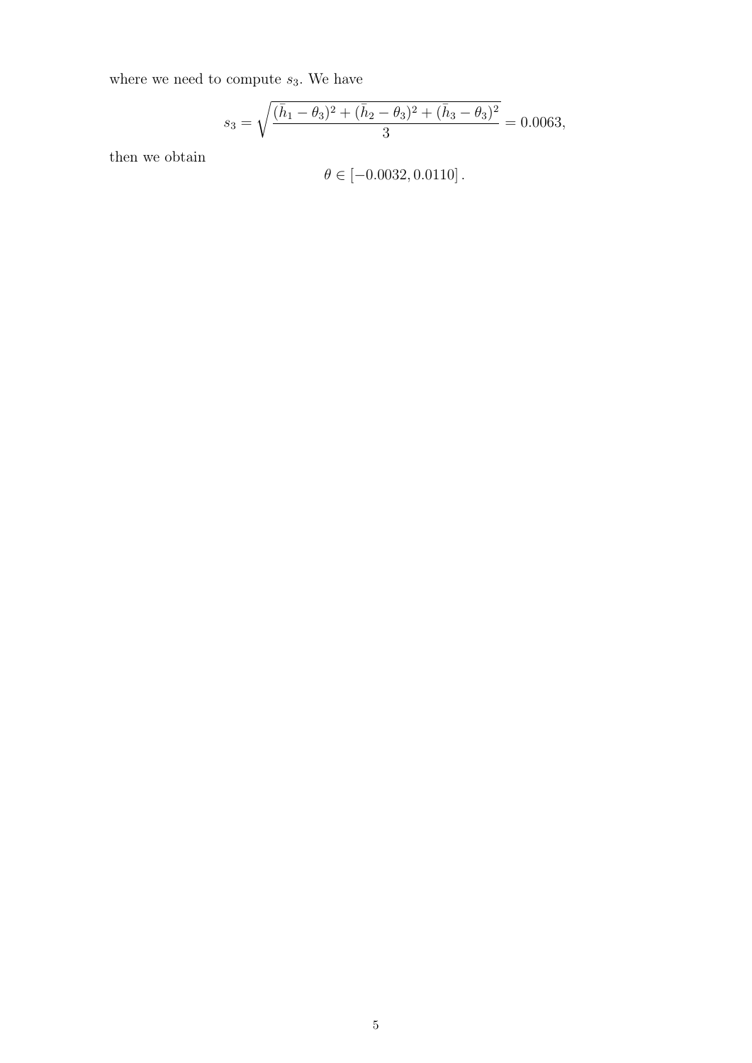where we need to compute $s_3$. We have

$$s_3 = \sqrt{\frac{(\bar{h}_1 - \theta_3)^2 + (\bar{h}_2 - \theta_3)^2 + (\bar{h}_3 - \theta_3)^2}{3}} = 0.0063,$$

then we obtain

$$\theta \in [-0.0032, 0.0110].$$